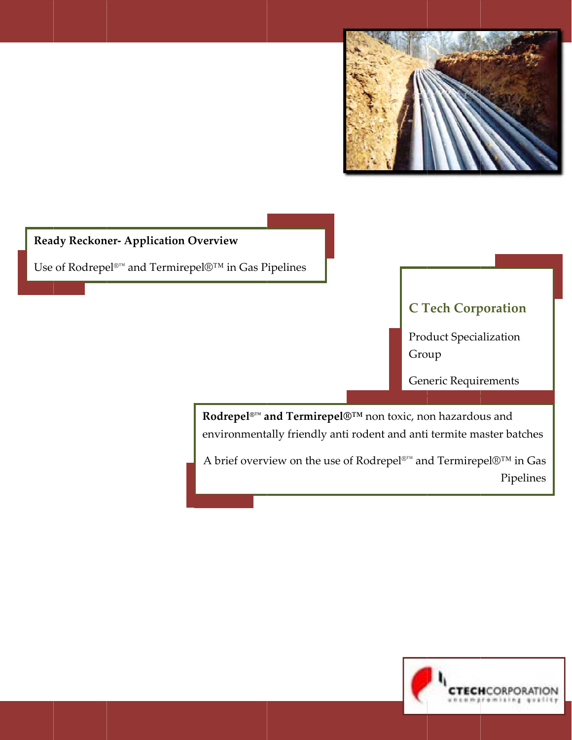**Ready Reckoner- Application Overview**

Use of Rodrepel®™ and Termirepel®™ in Gas Pipelines

## C Tech Corporation

Product Specialization Group

Generic Requirements

**Rodrepel®™ and Termirepel®™** non toxic, non hazardous and environmentally friendly anti rodent and anti termite master batches

A brief overview on the use of Rodrepel®™ and Termirepel®™ in Gas Pipelines

CTECHCORPORATION
uncompromising quality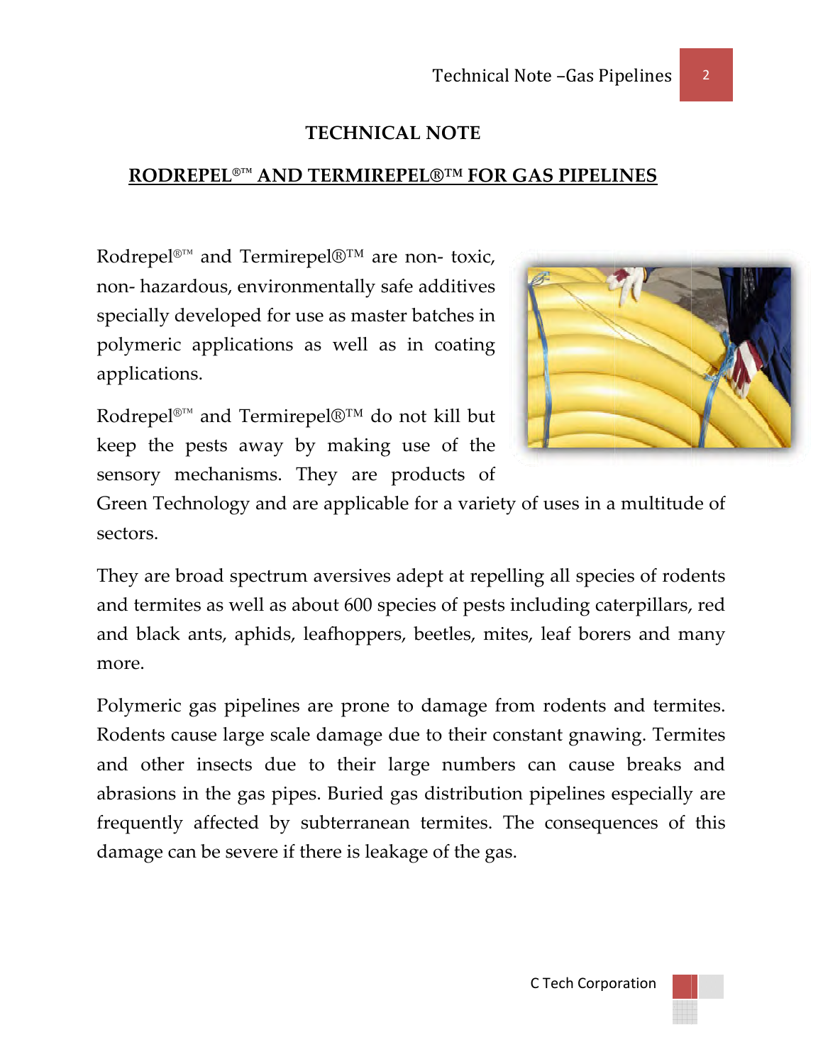# TECHNICAL NOTE

## RODREPEL®™ AND TERMIREPEL®™ FOR GAS PIPELINES

Rodrepel®™ and Termirepel®™ are non- toxic, non- hazardous, environmentally safe additives specially developed for use as master batches in polymeric applications as well as in coating applications.

Rodrepel®™ and Termirepel®™ do not kill but keep the pests away by making use of the sensory mechanisms. They are products of Green Technology and are applicable for a variety of uses in a multitude of sectors.

They are broad spectrum aversives adept at repelling all species of rodents and termites as well as about 600 species of pests including caterpillars, red and black ants, aphids, leafhoppers, beetles, mites, leaf borers and many more.

Polymeric gas pipelines are prone to damage from rodents and termites. Rodents cause large scale damage due to their constant gnawing. Termites and other insects due to their large numbers can cause breaks and abrasions in the gas pipes. Buried gas distribution pipelines especially are frequently affected by subterranean termites. The consequences of this damage can be severe if there is leakage of the gas.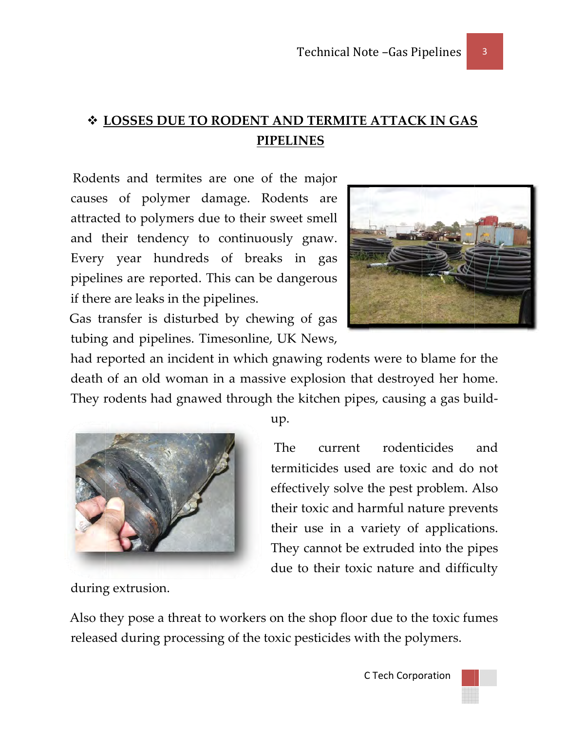## ❖ LOSSES DUE TO RODENT AND TERMITE ATTACK IN GAS PIPELINES

Rodents and termites are one of the major causes of polymer damage. Rodents are attracted to polymers due to their sweet smell and their tendency to continuously gnaw. Every year hundreds of breaks in gas pipelines are reported. This can be dangerous if there are leaks in the pipelines.

Gas transfer is disturbed by chewing of gas tubing and pipelines. Timesonline, UK News, had reported an incident in which gnawing rodents were to blame for the death of an old woman in a massive explosion that destroyed her home. They rodents had gnawed through the kitchen pipes, causing a gas build-up.

The current rodenticides and termiticides used are toxic and do not effectively solve the pest problem. Also their toxic and harmful nature prevents their use in a variety of applications. They cannot be extruded into the pipes due to their toxic nature and difficulty during extrusion.

Also they pose a threat to workers on the shop floor due to the toxic fumes released during processing of the toxic pesticides with the polymers.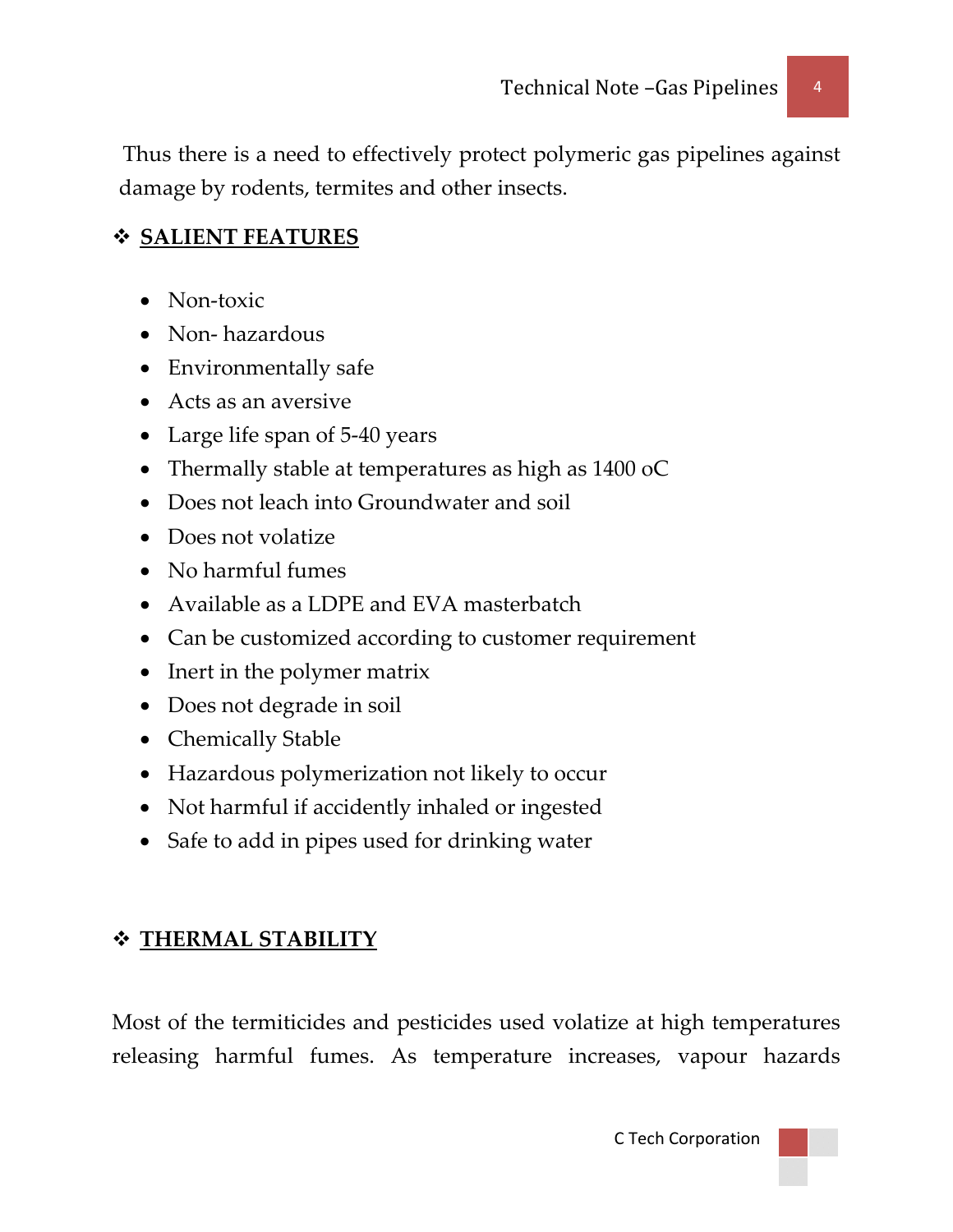Thus there is a need to effectively protect polymeric gas pipelines against damage by rodents, termites and other insects.

## ❖ SALIENT FEATURES

- Non-toxic
- Non- hazardous
- Environmentally safe
- Acts as an aversive
- Large life span of 5-40 years
- Thermally stable at temperatures as high as 1400 oC
- Does not leach into Groundwater and soil
- Does not volatize
- No harmful fumes
- Available as a LDPE and EVA masterbatch
- Can be customized according to customer requirement
- Inert in the polymer matrix
- Does not degrade in soil
- Chemically Stable
- Hazardous polymerization not likely to occur
- Not harmful if accidently inhaled or ingested
- Safe to add in pipes used for drinking water

## ❖ THERMAL STABILITY

Most of the termiticides and pesticides used volatize at high temperatures releasing harmful fumes. As temperature increases, vapour hazards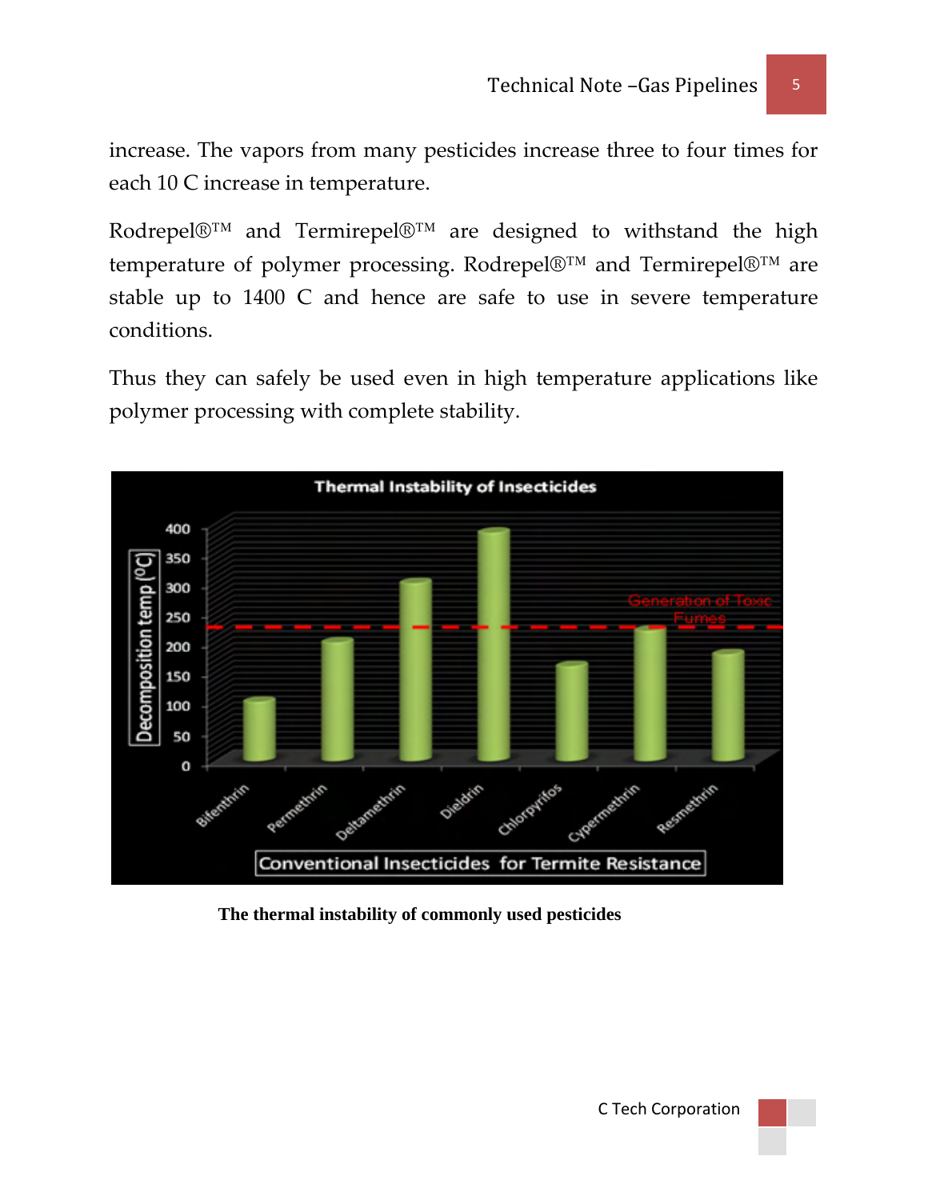increase. The vapors from many pesticides increase three to four times for each 10 C increase in temperature.

Rodrepel®™ and Termirepel®™ are designed to withstand the high temperature of polymer processing. Rodrepel®™ and Termirepel®™ are stable up to 1400 C and hence are safe to use in severe temperature conditions.

Thus they can safely be used even in high temperature applications like polymer processing with complete stability.

**The thermal instability of commonly used pesticides**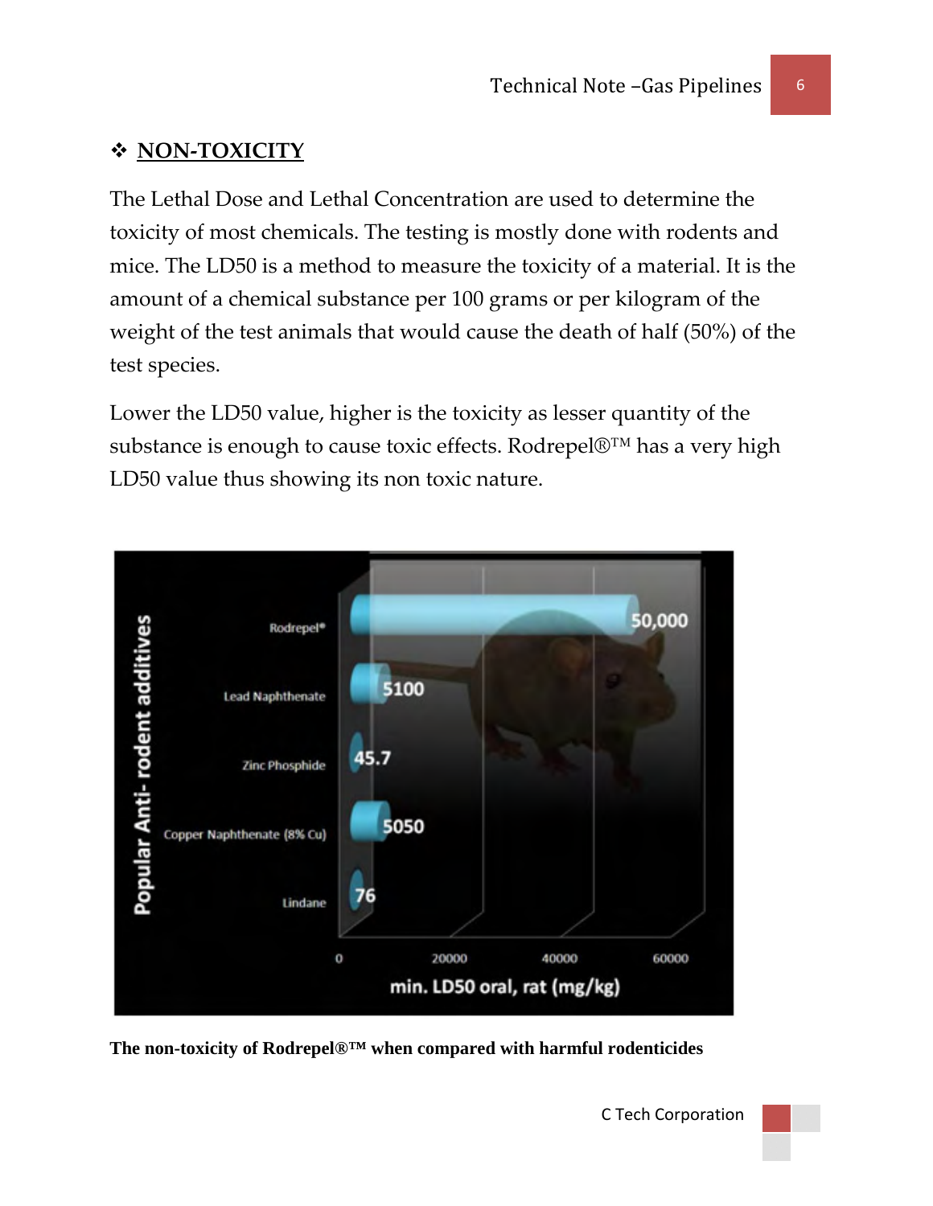## ❖ NON-TOXICITY

The Lethal Dose and Lethal Concentration are used to determine the toxicity of most chemicals. The testing is mostly done with rodents and mice. The LD50 is a method to measure the toxicity of a material. It is the amount of a chemical substance per 100 grams or per kilogram of the weight of the test animals that would cause the death of half (50%) of the test species.

Lower the LD50 value, higher is the toxicity as lesser quantity of the substance is enough to cause toxic effects. Rodrepel®™ has a very high LD50 value thus showing its non toxic nature.

| Popular Anti- rodent additives | min. LD50 oral, rat (mg/kg) |
| --- | --- |
| Rodrepel® | 50,000 |
| Lead Naphthenate | 5100 |
| Zinc Phosphide | 45.7 |
| Copper Naphthenate (8% Cu) | 5050 |
| Lindane | 76 |

**The non-toxicity of Rodrepel®™ when compared with harmful rodenticides**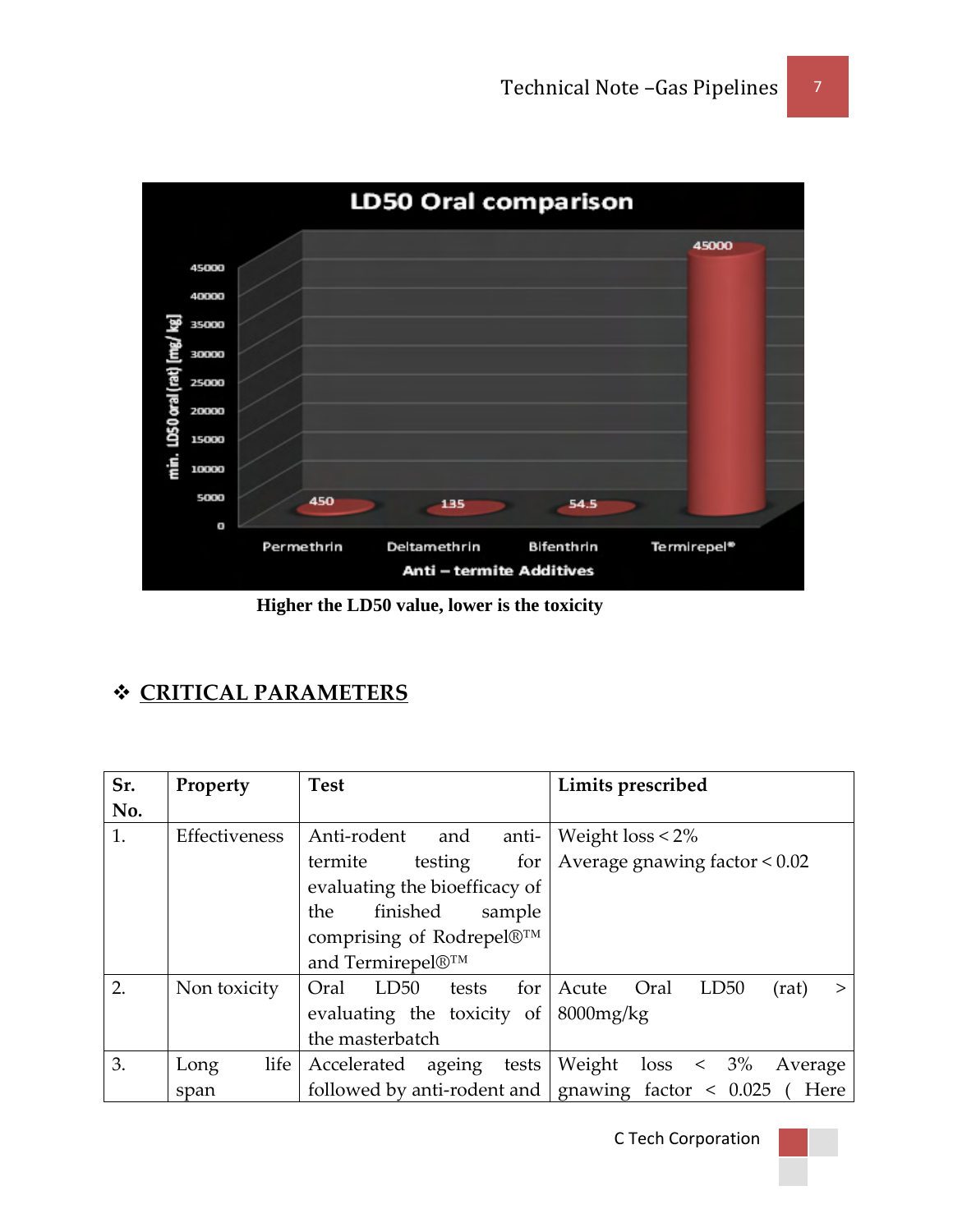Higher the LD50 value, lower is the toxicity

## ❖ CRITICAL PARAMETERS

| Sr. No. | Property | Test | Limits prescribed |
|---|---|---|---|
| 1. | Effectiveness | Anti-rodent and anti-termite testing for evaluating the bioefficacy of the finished sample comprising of Rodrepel®™ and Termirepel®™ | Weight loss < 2%<br>Average gnawing factor < 0.02 |
| 2. | Non toxicity | Oral LD50 tests for evaluating the toxicity of the masterbatch | Acute Oral LD50 (rat) > 8000mg/kg |
| 3. | Long life span | Accelerated ageing tests followed by anti-rodent and | Weight loss < 3% Average gnawing factor < 0.025 ( Here |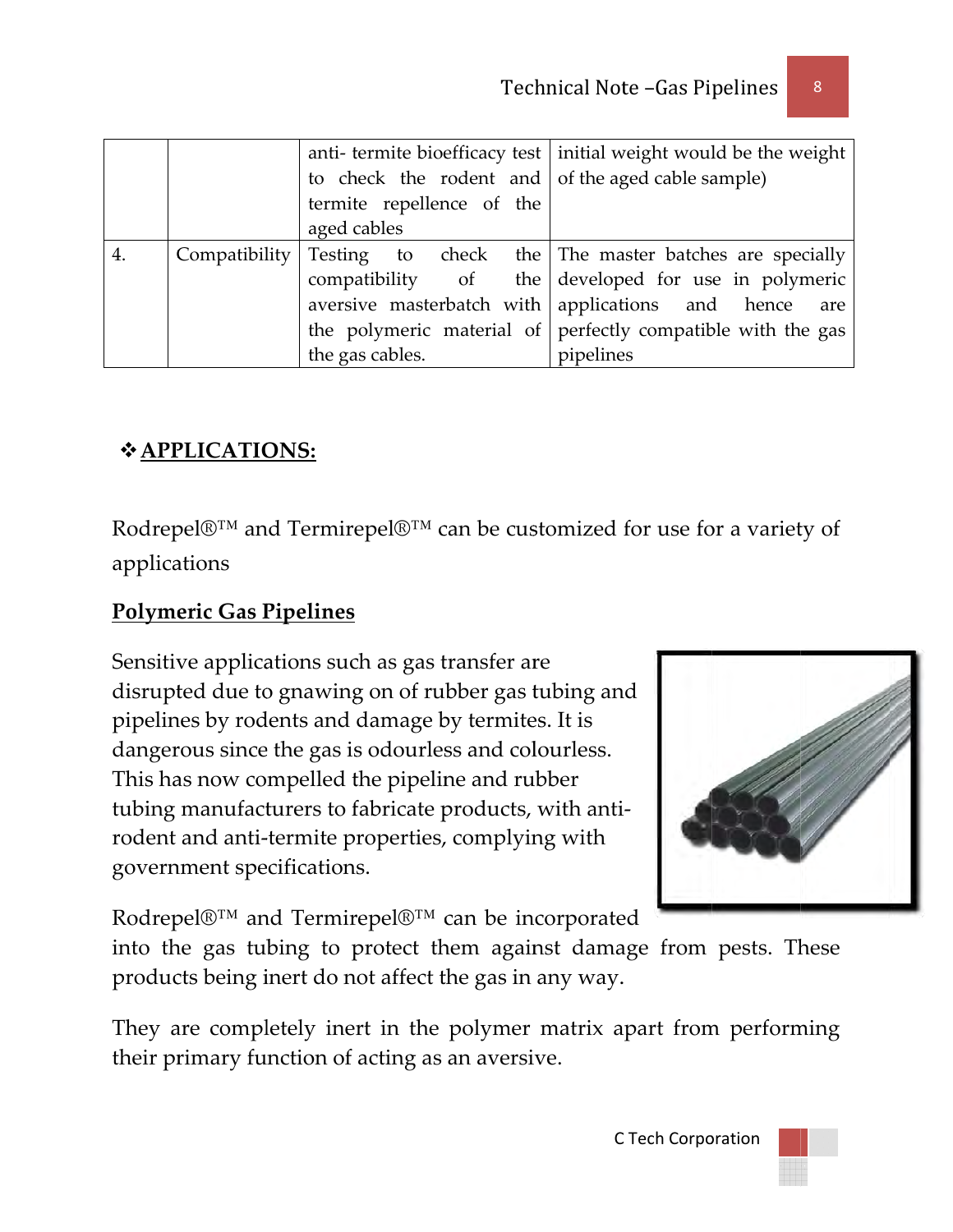| | | anti- termite bioefficacy test to check the rodent and termite repellence of the aged cables | initial weight would be the weight of the aged cable sample) |
|---|---|---|---|
| 4. | Compatibility | Testing to check the compatibility of the aversive masterbatch with the polymeric material of the gas cables. | The master batches are specially developed for use in polymeric applications and hence are perfectly compatible with the gas pipelines |

## ❖ **APPLICATIONS:**

Rodrepel®™ and Termirepel®™ can be customized for use for a variety of applications

### **Polymeric Gas Pipelines**

Sensitive applications such as gas transfer are disrupted due to gnawing on of rubber gas tubing and pipelines by rodents and damage by termites. It is dangerous since the gas is odourless and colourless. This has now compelled the pipeline and rubber tubing manufacturers to fabricate products, with anti-rodent and anti-termite properties, complying with government specifications.

Rodrepel®™ and Termirepel®™ can be incorporated into the gas tubing to protect them against damage from pests. These products being inert do not affect the gas in any way.

They are completely inert in the polymer matrix apart from performing their primary function of acting as an aversive.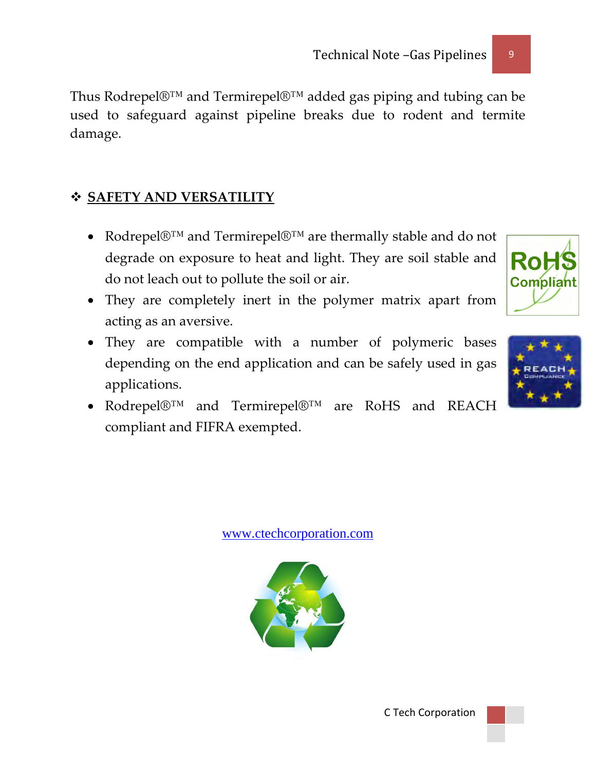Thus Rodrepel®™ and Termirepel®™ added gas piping and tubing can be used to safeguard against pipeline breaks due to rodent and termite damage.

## ❖ SAFETY AND VERSATILITY

- Rodrepel®™ and Termirepel®™ are thermally stable and do not degrade on exposure to heat and light. They are soil stable and do not leach out to pollute the soil or air.
- They are completely inert in the polymer matrix apart from acting as an aversive.
- They are compatible with a number of polymeric bases depending on the end application and can be safely used in gas applications.
- Rodrepel®™ and Termirepel®™ are RoHS and REACH compliant and FIFRA exempted.

[www.ctechcorporation.com](http://www.ctechcorporation.com)